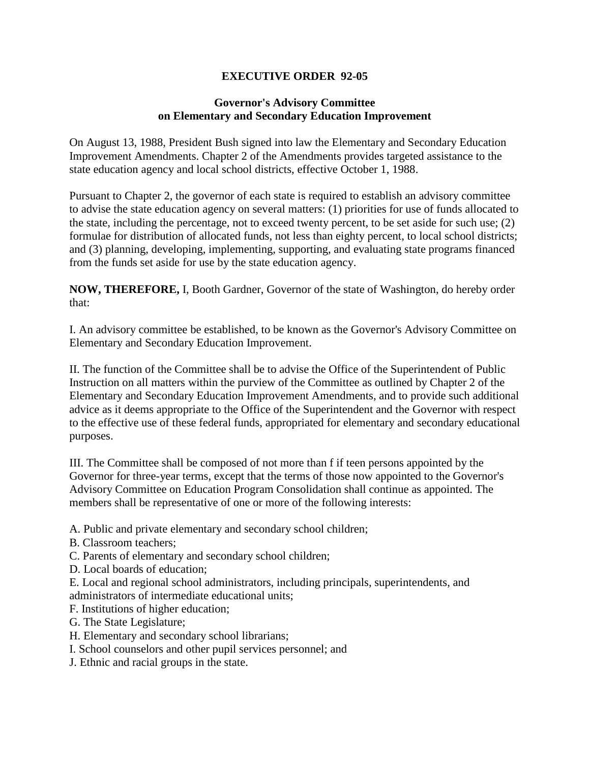# EXECUTIVE ORDER 92-05

## Governor's Advisory Committee on Elementary and Secondary Education Improvement

On August 13, 1988, President Bush signed into law the Elementary and Secondary Education Improvement Amendments. Chapter 2 of the Amendments provides targeted assistance to the state education agency and local school districts, effective October 1, 1988.

Pursuant to Chapter 2, the governor of each state is required to establish an advisory committee to advise the state education agency on several matters: (1) priorities for use of funds allocated to the state, including the percentage, not to exceed twenty percent, to be set aside for such use; (2) formulae for distribution of allocated funds, not less than eighty percent, to local school districts; and (3) planning, developing, implementing, supporting, and evaluating state programs financed from the funds set aside for use by the state education agency.

**NOW, THEREFORE,** I, Booth Gardner, Governor of the state of Washington, do hereby order that:

I. An advisory committee be established, to be known as the Governor's Advisory Committee on Elementary and Secondary Education Improvement.

II. The function of the Committee shall be to advise the Office of the Superintendent of Public Instruction on all matters within the purview of the Committee as outlined by Chapter 2 of the Elementary and Secondary Education Improvement Amendments, and to provide such additional advice as it deems appropriate to the Office of the Superintendent and the Governor with respect to the effective use of these federal funds, appropriated for elementary and secondary educational purposes.

III. The Committee shall be composed of not more than f if teen persons appointed by the Governor for three-year terms, except that the terms of those now appointed to the Governor's Advisory Committee on Education Program Consolidation shall continue as appointed. The members shall be representative of one or more of the following interests:

A. Public and private elementary and secondary school children;
B. Classroom teachers;
C. Parents of elementary and secondary school children;
D. Local boards of education;
E. Local and regional school administrators, including principals, superintendents, and administrators of intermediate educational units;
F. Institutions of higher education;
G. The State Legislature;
H. Elementary and secondary school librarians;
I. School counselors and other pupil services personnel; and
J. Ethnic and racial groups in the state.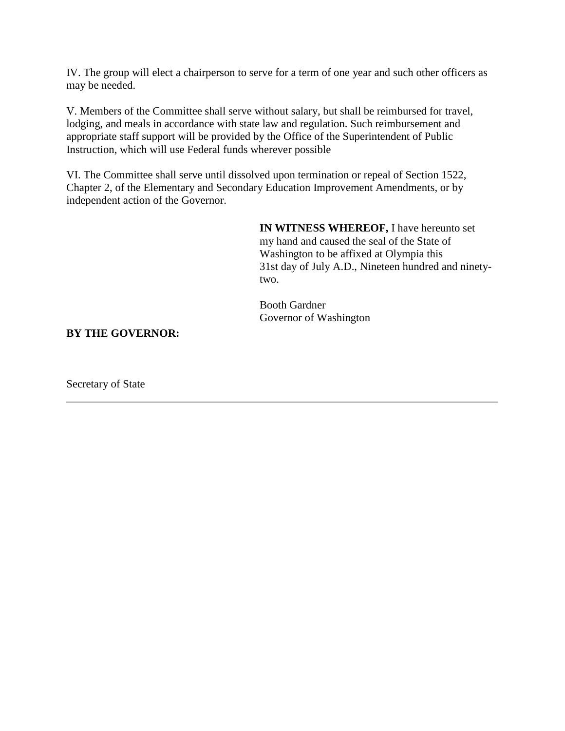IV. The group will elect a chairperson to serve for a term of one year and such other officers as may be needed.

V. Members of the Committee shall serve without salary, but shall be reimbursed for travel, lodging, and meals in accordance with state law and regulation. Such reimbursement and appropriate staff support will be provided by the Office of the Superintendent of Public Instruction, which will use Federal funds wherever possible

VI. The Committee shall serve until dissolved upon termination or repeal of Section 1522, Chapter 2, of the Elementary and Secondary Education Improvement Amendments, or by independent action of the Governor.

**IN WITNESS WHEREOF,** I have hereunto set my hand and caused the seal of the State of Washington to be affixed at Olympia this 31st day of July A.D., Nineteen hundred and ninety-two.

Booth Gardner
Governor of Washington

**BY THE GOVERNOR:**

Secretary of State

---